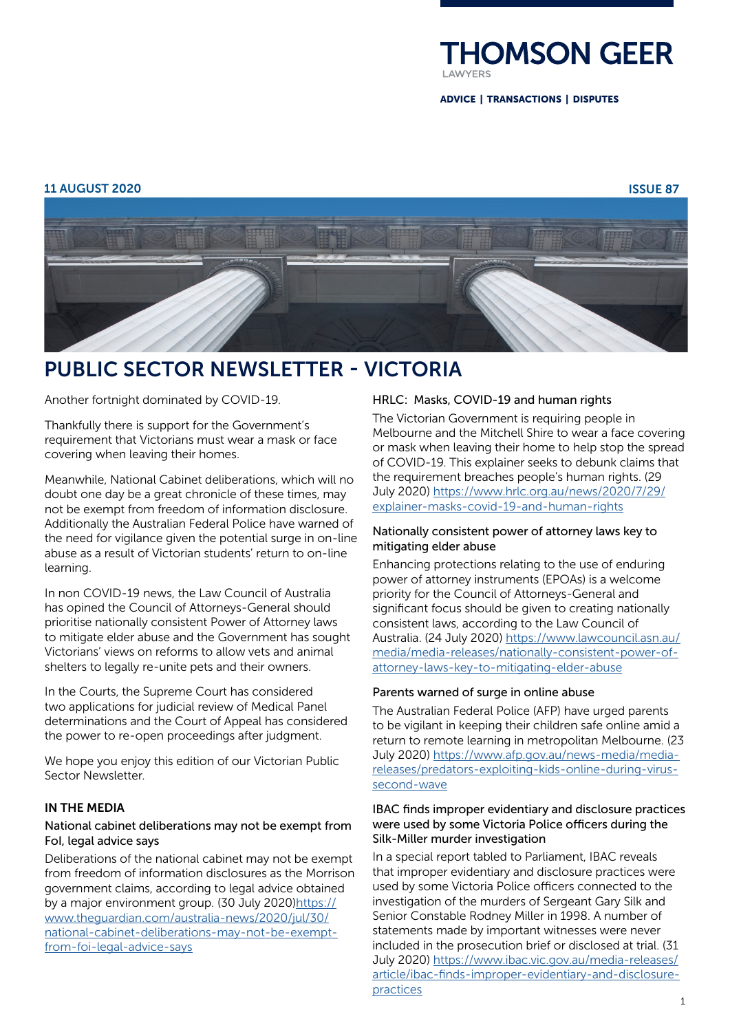# THOMSON GEER

LAWYERS

**ADVICE | TRANSACTIONS | DISPUTES**

**11 AUGUST 2020** **ISSUE 87**

# PUBLIC SECTOR NEWSLETTER - VICTORIA

Another fortnight dominated by COVID-19.

Thankfully there is support for the Government's requirement that Victorians must wear a mask or face covering when leaving their homes.

Meanwhile, National Cabinet deliberations, which will no doubt one day be a great chronicle of these times, may not be exempt from freedom of information disclosure. Additionally the Australian Federal Police have warned of the need for vigilance given the potential surge in on-line abuse as a result of Victorian students' return to on-line learning.

In non COVID-19 news, the Law Council of Australia has opined the Council of Attorneys-General should prioritise nationally consistent Power of Attorney laws to mitigate elder abuse and the Government has sought Victorians' views on reforms to allow vets and animal shelters to legally re-unite pets and their owners.

In the Courts, the Supreme Court has considered two applications for judicial review of Medical Panel determinations and the Court of Appeal has considered the power to re-open proceedings after judgment.

We hope you enjoy this edition of our Victorian Public Sector Newsletter.

## IN THE MEDIA

### National cabinet deliberations may not be exempt from FoI, legal advice says

Deliberations of the national cabinet may not be exempt from freedom of information disclosures as the Morrison government claims, according to legal advice obtained by a major environment group. (30 July 2020)[https://www.theguardian.com/australia-news/2020/jul/30/national-cabinet-deliberations-may-not-be-exempt-from-foi-legal-advice-says](https://www.theguardian.com/australia-news/2020/jul/30/national-cabinet-deliberations-may-not-be-exempt-from-foi-legal-advice-says)

### HRLC: Masks, COVID-19 and human rights

The Victorian Government is requiring people in Melbourne and the Mitchell Shire to wear a face covering or mask when leaving their home to help stop the spread of COVID-19. This explainer seeks to debunk claims that the requirement breaches people's human rights. (29 July 2020) [https://www.hrlc.org.au/news/2020/7/29/explainer-masks-covid-19-and-human-rights](https://www.hrlc.org.au/news/2020/7/29/explainer-masks-covid-19-and-human-rights)

### Nationally consistent power of attorney laws key to mitigating elder abuse

Enhancing protections relating to the use of enduring power of attorney instruments (EPOAs) is a welcome priority for the Council of Attorneys-General and significant focus should be given to creating nationally consistent laws, according to the Law Council of Australia. (24 July 2020) [https://www.lawcouncil.asn.au/media/media-releases/nationally-consistent-power-of-attorney-laws-key-to-mitigating-elder-abuse](https://www.lawcouncil.asn.au/media/media-releases/nationally-consistent-power-of-attorney-laws-key-to-mitigating-elder-abuse)

### Parents warned of surge in online abuse

The Australian Federal Police (AFP) have urged parents to be vigilant in keeping their children safe online amid a return to remote learning in metropolitan Melbourne. (23 July 2020) [https://www.afp.gov.au/news-media/media-releases/predators-exploiting-kids-online-during-virus-second-wave](https://www.afp.gov.au/news-media/media-releases/predators-exploiting-kids-online-during-virus-second-wave)

### IBAC finds improper evidentiary and disclosure practices were used by some Victoria Police officers during the Silk-Miller murder investigation

In a special report tabled to Parliament, IBAC reveals that improper evidentiary and disclosure practices were used by some Victoria Police officers connected to the investigation of the murders of Sergeant Gary Silk and Senior Constable Rodney Miller in 1998. A number of statements made by important witnesses were never included in the prosecution brief or disclosed at trial. (31 July 2020) [https://www.ibac.vic.gov.au/media-releases/article/ibac-finds-improper-evidentiary-and-disclosure-practices](https://www.ibac.vic.gov.au/media-releases/article/ibac-finds-improper-evidentiary-and-disclosure-practices)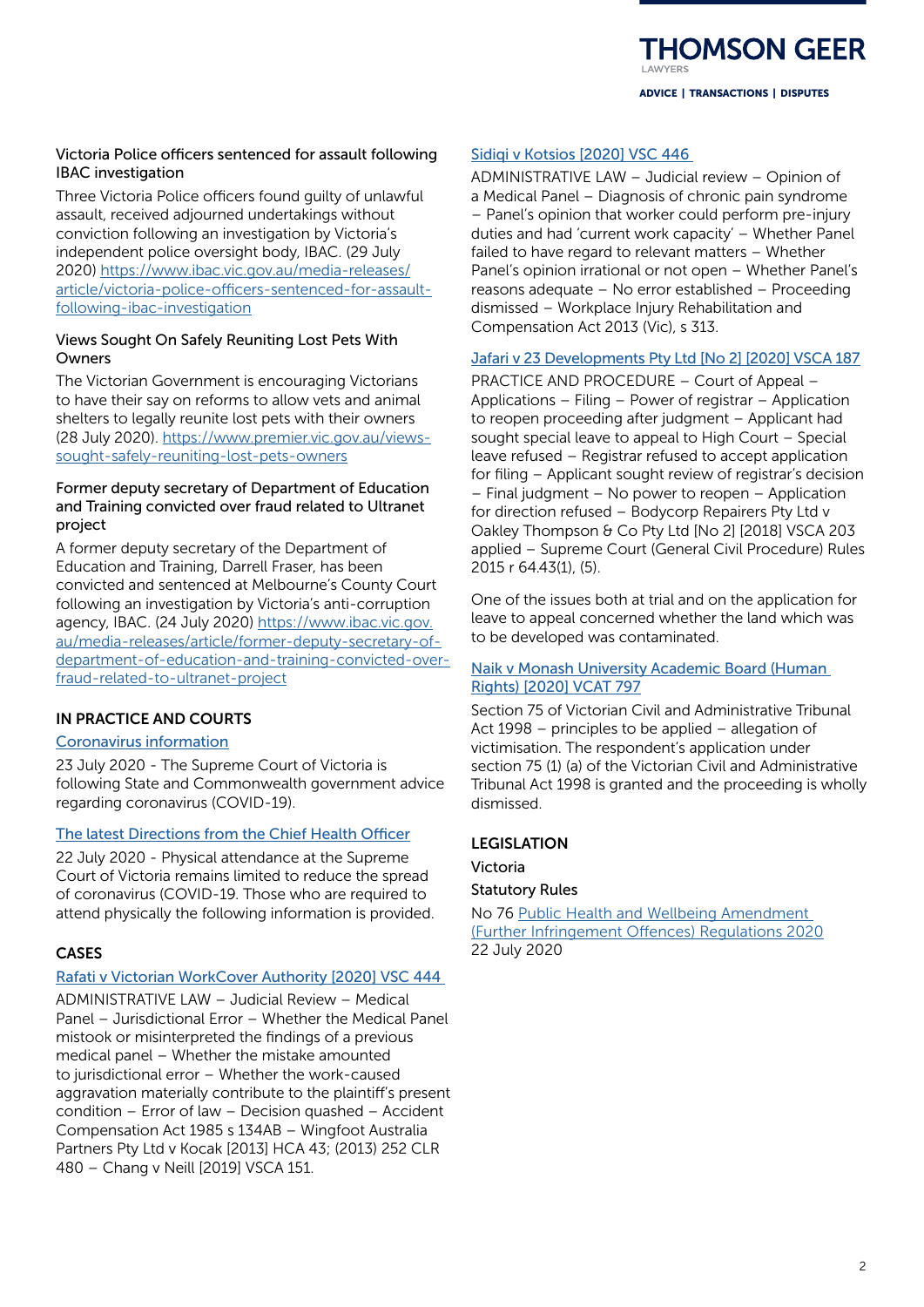### Victoria Police officers sentenced for assault following IBAC investigation

Three Victoria Police officers found guilty of unlawful assault, received adjourned undertakings without conviction following an investigation by Victoria's independent police oversight body, IBAC. (29 July 2020) [https://www.ibac.vic.gov.au/media-releases/article/victoria-police-officers-sentenced-for-assault-following-ibac-investigation](https://www.ibac.vic.gov.au/media-releases/article/victoria-police-officers-sentenced-for-assault-following-ibac-investigation)

### Views Sought On Safely Reuniting Lost Pets With Owners

The Victorian Government is encouraging Victorians to have their say on reforms to allow vets and animal shelters to legally reunite lost pets with their owners (28 July 2020). [https://www.premier.vic.gov.au/views-sought-safely-reuniting-lost-pets-owners](https://www.premier.vic.gov.au/views-sought-safely-reuniting-lost-pets-owners)

### Former deputy secretary of Department of Education and Training convicted over fraud related to Ultranet project

A former deputy secretary of the Department of Education and Training, Darrell Fraser, has been convicted and sentenced at Melbourne's County Court following an investigation by Victoria's anti-corruption agency, IBAC. (24 July 2020) [https://www.ibac.vic.gov.au/media-releases/article/former-deputy-secretary-of-department-of-education-and-training-convicted-over-fraud-related-to-ultranet-project](https://www.ibac.vic.gov.au/media-releases/article/former-deputy-secretary-of-department-of-education-and-training-convicted-over-fraud-related-to-ultranet-project)

## IN PRACTICE AND COURTS

### Coronavirus information

23 July 2020 - The Supreme Court of Victoria is following State and Commonwealth government advice regarding coronavirus (COVID-19).

### The latest Directions from the Chief Health Officer

22 July 2020 - Physical attendance at the Supreme Court of Victoria remains limited to reduce the spread of coronavirus (COVID-19. Those who are required to attend physically the following information is provided.

## CASES

### Rafati v Victorian WorkCover Authority [2020] VSC 444

ADMINISTRATIVE LAW – Judicial Review – Medical Panel – Jurisdictional Error – Whether the Medical Panel mistook or misinterpreted the findings of a previous medical panel – Whether the mistake amounted to jurisdictional error – Whether the work-caused aggravation materially contribute to the plaintiff's present condition – Error of law – Decision quashed – Accident Compensation Act 1985 s 134AB – Wingfoot Australia Partners Pty Ltd v Kocak [2013] HCA 43; (2013) 252 CLR 480 – Chang v Neill [2019] VSCA 151.

### Sidiqi v Kotsios [2020] VSC 446

ADMINISTRATIVE LAW – Judicial review – Opinion of a Medical Panel – Diagnosis of chronic pain syndrome – Panel's opinion that worker could perform pre-injury duties and had 'current work capacity' – Whether Panel failed to have regard to relevant matters – Whether Panel's opinion irrational or not open – Whether Panel's reasons adequate – No error established – Proceeding dismissed – Workplace Injury Rehabilitation and Compensation Act 2013 (Vic), s 313.

### Jafari v 23 Developments Pty Ltd [No 2] [2020] VSCA 187

PRACTICE AND PROCEDURE – Court of Appeal – Applications – Filing – Power of registrar – Application to reopen proceeding after judgment – Applicant had sought special leave to appeal to High Court – Special leave refused – Registrar refused to accept application for filing – Applicant sought review of registrar's decision – Final judgment – No power to reopen – Application for direction refused – Bodycorp Repairers Pty Ltd v Oakley Thompson & Co Pty Ltd [No 2] [2018] VSCA 203 applied – Supreme Court (General Civil Procedure) Rules 2015 r 64.43(1), (5).

One of the issues both at trial and on the application for leave to appeal concerned whether the land which was to be developed was contaminated.

### Naik v Monash University Academic Board (Human Rights) [2020] VCAT 797

Section 75 of Victorian Civil and Administrative Tribunal Act 1998 – principles to be applied – allegation of victimisation. The respondent's application under section 75 (1) (a) of the Victorian Civil and Administrative Tribunal Act 1998 is granted and the proceeding is wholly dismissed.

## LEGISLATION

### Victoria

#### Statutory Rules

No 76 Public Health and Wellbeing Amendment (Further Infringement Offences) Regulations 2020
22 July 2020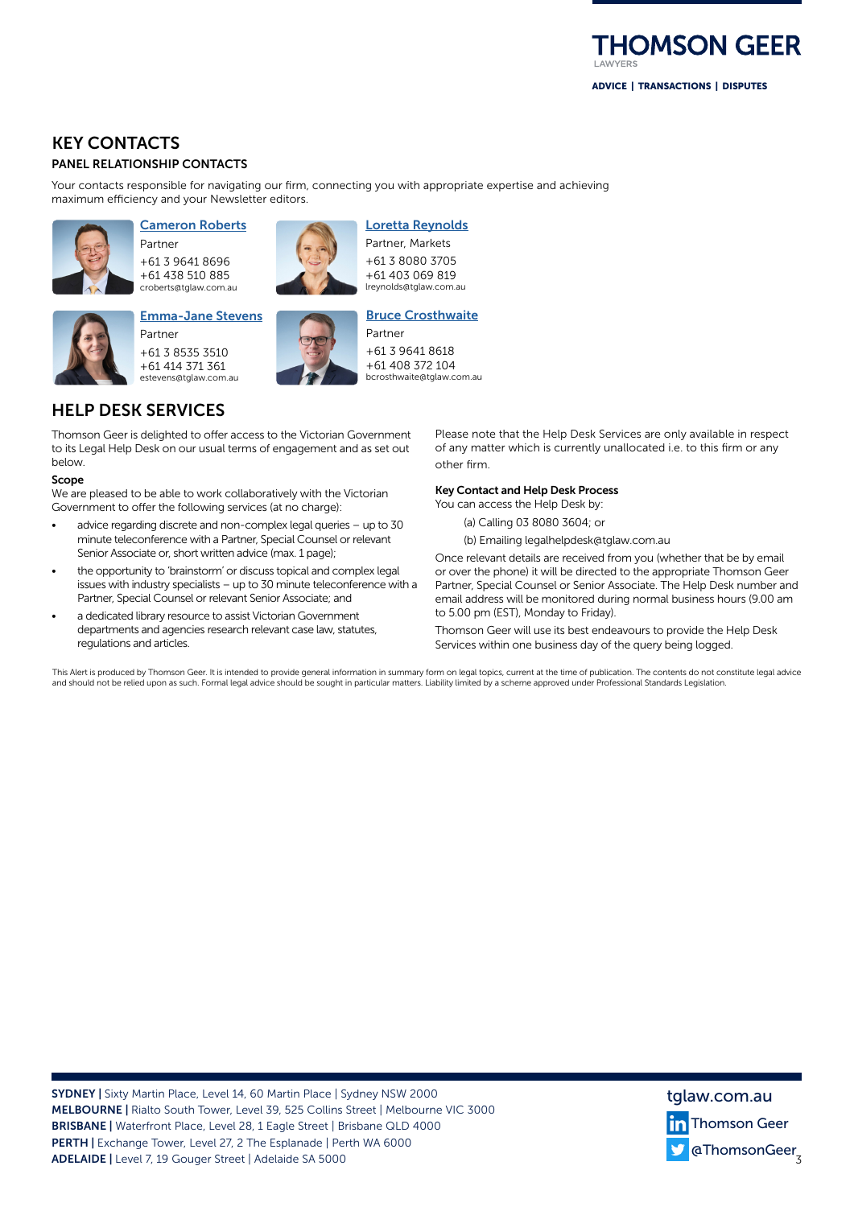THOMSON GEER
LAWYERS

ADVICE | TRANSACTIONS | DISPUTES

## KEY CONTACTS

### PANEL RELATIONSHIP CONTACTS

Your contacts responsible for navigating our firm, connecting you with appropriate expertise and achieving maximum efficiency and your Newsletter editors.

**Cameron Roberts**
Partner
+61 3 9641 8696
+61 438 510 885
croberts@tglaw.com.au

**Loretta Reynolds**
Partner, Markets
+61 3 8080 3705
+61 403 069 819
lreynolds@tglaw.com.au

**Emma-Jane Stevens**
Partner
+61 3 8535 3510
+61 414 371 361
estevens@tglaw.com.au

**Bruce Crosthwaite**
Partner
+61 3 9641 8618
+61 408 372 104
bcrosthwaite@tglaw.com.au

## HELP DESK SERVICES

Thomson Geer is delighted to offer access to the Victorian Government to its Legal Help Desk on our usual terms of engagement and as set out below.

**Scope**

We are pleased to be able to work collaboratively with the Victorian Government to offer the following services (at no charge):

- advice regarding discrete and non-complex legal queries – up to 30 minute teleconference with a Partner, Special Counsel or relevant Senior Associate or, short written advice (max. 1 page);
- the opportunity to 'brainstorm' or discuss topical and complex legal issues with industry specialists – up to 30 minute teleconference with a Partner, Special Counsel or relevant Senior Associate; and
- a dedicated library resource to assist Victorian Government departments and agencies research relevant case law, statutes, regulations and articles.

Please note that the Help Desk Services are only available in respect of any matter which is currently unallocated i.e. to this firm or any other firm.

**Key Contact and Help Desk Process**

You can access the Help Desk by:

(a) Calling 03 8080 3604; or

(b) Emailing legalhelpdesk@tglaw.com.au

Once relevant details are received from you (whether that be by email or over the phone) it will be directed to the appropriate Thomson Geer Partner, Special Counsel or Senior Associate. The Help Desk number and email address will be monitored during normal business hours (9.00 am to 5.00 pm (EST), Monday to Friday).

Thomson Geer will use its best endeavours to provide the Help Desk Services within one business day of the query being logged.

This Alert is produced by Thomson Geer. It is intended to provide general information in summary form on legal topics, current at the time of publication. The contents do not constitute legal advice and should not be relied upon as such. Formal legal advice should be sought in particular matters. Liability limited by a scheme approved under Professional Standards Legislation.

**SYDNEY |** Sixty Martin Place, Level 14, 60 Martin Place | Sydney NSW 2000
**MELBOURNE |** Rialto South Tower, Level 39, 525 Collins Street | Melbourne VIC 3000
**BRISBANE |** Waterfront Place, Level 28, 1 Eagle Street | Brisbane QLD 4000
**PERTH |** Exchange Tower, Level 27, 2 The Esplanade | Perth WA 6000
**ADELAIDE |** Level 7, 19 Gouger Street | Adelaide SA 5000

tglaw.com.au
Thomson Geer
@ThomsonGeer